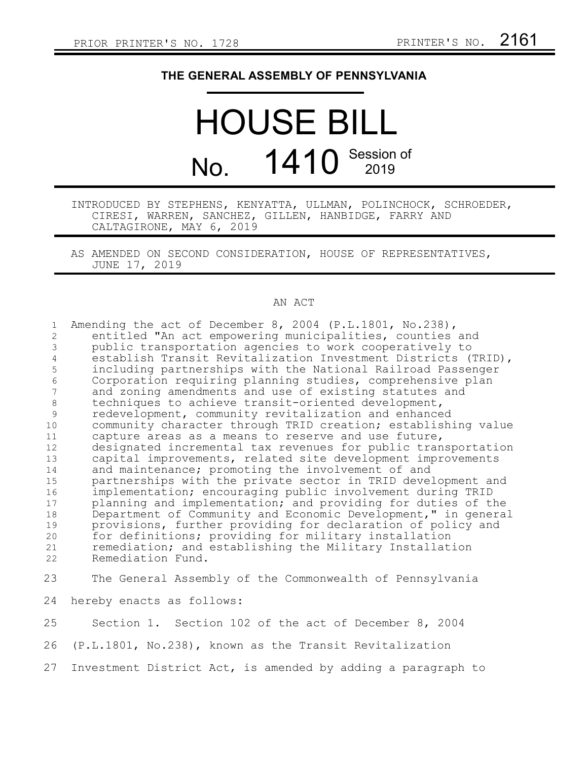PRIOR PRINTER'S NO. 1728 PRINTER'S NO. 2161

# THE GENERAL ASSEMBLY OF PENNSYLVANIA

# HOUSE BILL

# No. 1410 Session of 2019

INTRODUCED BY STEPHENS, KENYATTA, ULLMAN, POLINCHOCK, SCHROEDER, CIRESI, WARREN, SANCHEZ, GILLEN, HANBIDGE, FARRY AND CALTAGIRONE, MAY 6, 2019

AS AMENDED ON SECOND CONSIDERATION, HOUSE OF REPRESENTATIVES, JUNE 17, 2019

## AN ACT

Amending the act of December 8, 2004 (P.L.1801, No.238), entitled "An act empowering municipalities, counties and public transportation agencies to work cooperatively to establish Transit Revitalization Investment Districts (TRID), including partnerships with the National Railroad Passenger Corporation requiring planning studies, comprehensive plan and zoning amendments and use of existing statutes and techniques to achieve transit-oriented development, redevelopment, community revitalization and enhanced community character through TRID creation; establishing value capture areas as a means to reserve and use future, designated incremental tax revenues for public transportation capital improvements, related site development improvements and maintenance; promoting the involvement of and partnerships with the private sector in TRID development and implementation; encouraging public involvement during TRID planning and implementation; and providing for duties of the Department of Community and Economic Development," in general provisions, further providing for declaration of policy and for definitions; providing for military installation remediation; and establishing the Military Installation Remediation Fund.

The General Assembly of the Commonwealth of Pennsylvania hereby enacts as follows:

Section 1. Section 102 of the act of December 8, 2004 (P.L.1801, No.238), known as the Transit Revitalization Investment District Act, is amended by adding a paragraph to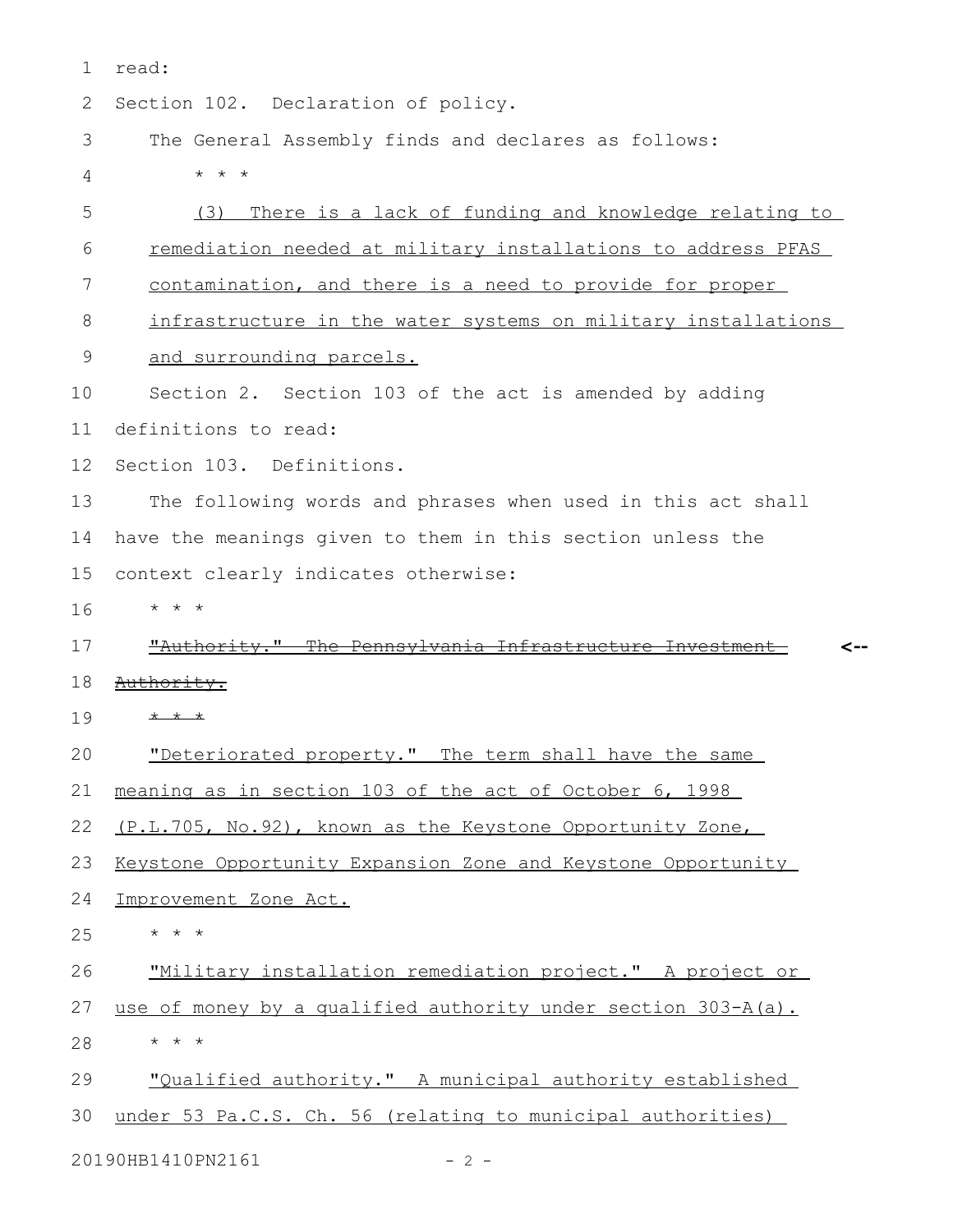read:

Section 102. Declaration of policy.

The General Assembly finds and declares as follows:

* * *

(3) There is a lack of funding and knowledge relating to remediation needed at military installations to address PFAS contamination, and there is a need to provide for proper infrastructure in the water systems on military installations and surrounding parcels.

Section 2. Section 103 of the act is amended by adding definitions to read:

Section 103. Definitions.

The following words and phrases when used in this act shall have the meanings given to them in this section unless the context clearly indicates otherwise:

* * *

~~"Authority." The Pennsylvania Infrastructure Investment Authority.~~ <--

~~* * *~~

"Deteriorated property." The term shall have the same meaning as in section 103 of the act of October 6, 1998 (P.L.705, No.92), known as the Keystone Opportunity Zone, Keystone Opportunity Expansion Zone and Keystone Opportunity Improvement Zone Act.

* * *

"Military installation remediation project." A project or use of money by a qualified authority under section 303-A(a).

* * *

"Qualified authority." A municipal authority established under 53 Pa.C.S. Ch. 56 (relating to municipal authorities)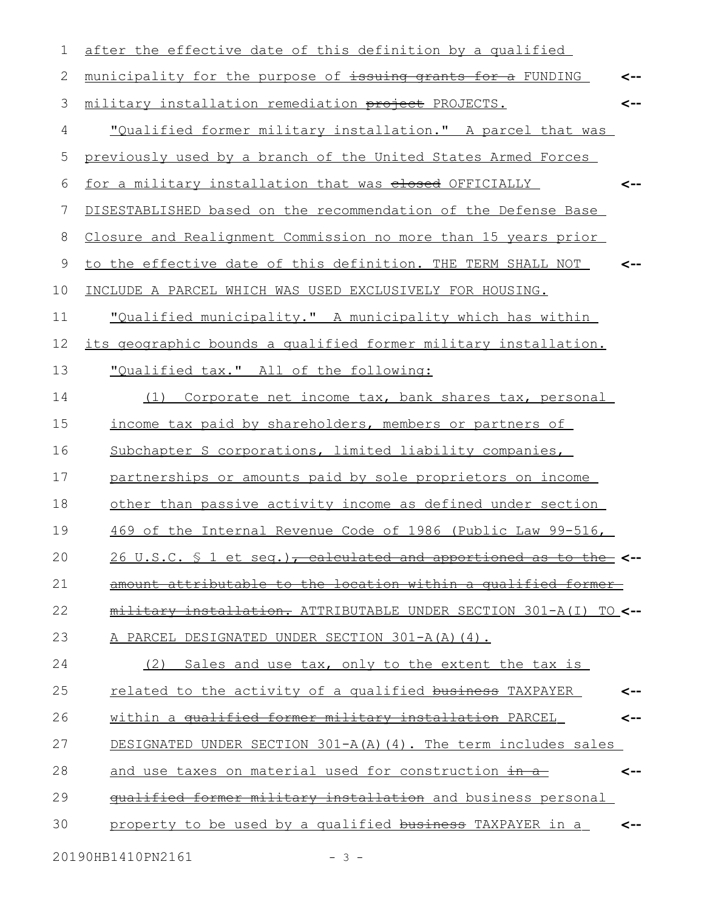after the effective date of this definition by a qualified municipality for the purpose of ~~issuing grants for a~~ FUNDING military installation remediation ~~project~~ PROJECTS.

"Qualified former military installation." A parcel that was previously used by a branch of the United States Armed Forces for a military installation that was ~~closed~~ OFFICIALLY DISESTABLISHED based on the recommendation of the Defense Base Closure and Realignment Commission no more than 15 years prior to the effective date of this definition. THE TERM SHALL NOT INCLUDE A PARCEL WHICH WAS USED EXCLUSIVELY FOR HOUSING.

"Qualified municipality." A municipality which has within its geographic bounds a qualified former military installation.

"Qualified tax." All of the following:

(1) Corporate net income tax, bank shares tax, personal income tax paid by shareholders, members or partners of Subchapter S corporations, limited liability companies, partnerships or amounts paid by sole proprietors on income other than passive activity income as defined under section 469 of the Internal Revenue Code of 1986 (Public Law 99-516, 26 U.S.C. § 1 et seq.)~~, calculated and apportioned as to the amount attributable to the location within a qualified former military installation.~~ ATTRIBUTABLE UNDER SECTION 301-A(I) TO A PARCEL DESIGNATED UNDER SECTION 301-A(A)(4).

(2) Sales and use tax, only to the extent the tax is related to the activity of a qualified ~~business~~ TAXPAYER within a ~~qualified former military installation~~ PARCEL DESIGNATED UNDER SECTION 301-A(A)(4). The term includes sales and use taxes on material used for construction ~~in a qualified former military installation~~ and business personal property to be used by a qualified ~~business~~ TAXPAYER in a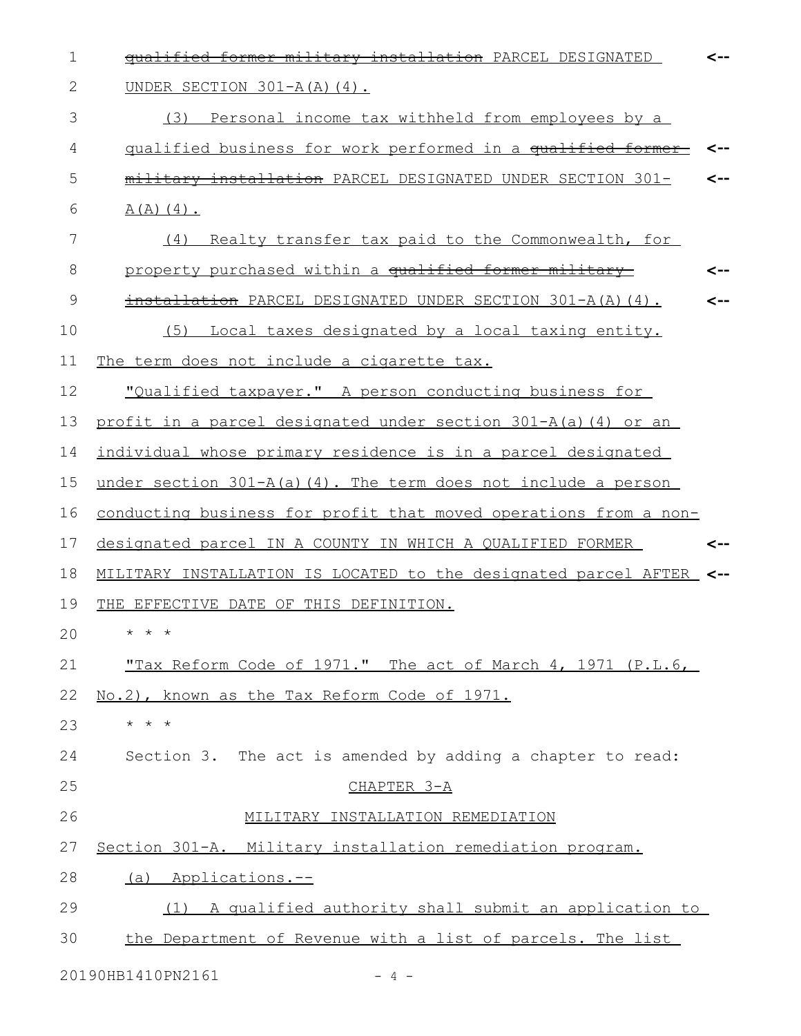~~qualified former military installation~~ PARCEL DESIGNATED UNDER SECTION 301-A(A)(4).

(3) Personal income tax withheld from employees by a qualified business for work performed in a ~~qualified former military installation~~ PARCEL DESIGNATED UNDER SECTION 301-A(A)(4).

(4) Realty transfer tax paid to the Commonwealth, for property purchased within a ~~qualified former military installation~~ PARCEL DESIGNATED UNDER SECTION 301-A(A)(4).

(5) Local taxes designated by a local taxing entity.

The term does not include a cigarette tax.

"Qualified taxpayer." A person conducting business for profit in a parcel designated under section 301-A(a)(4) or an individual whose primary residence is in a parcel designated under section 301-A(a)(4). The term does not include a person conducting business for profit that moved operations from a non-designated parcel IN A COUNTY IN WHICH A QUALIFIED FORMER MILITARY INSTALLATION IS LOCATED to the designated parcel AFTER THE EFFECTIVE DATE OF THIS DEFINITION.

* * *

"Tax Reform Code of 1971." The act of March 4, 1971 (P.L.6, No.2), known as the Tax Reform Code of 1971.

* * *

Section 3. The act is amended by adding a chapter to read:

CHAPTER 3-A

MILITARY INSTALLATION REMEDIATION

Section 301-A. Military installation remediation program.

(a) Applications.--

(1) A qualified authority shall submit an application to the Department of Revenue with a list of parcels. The list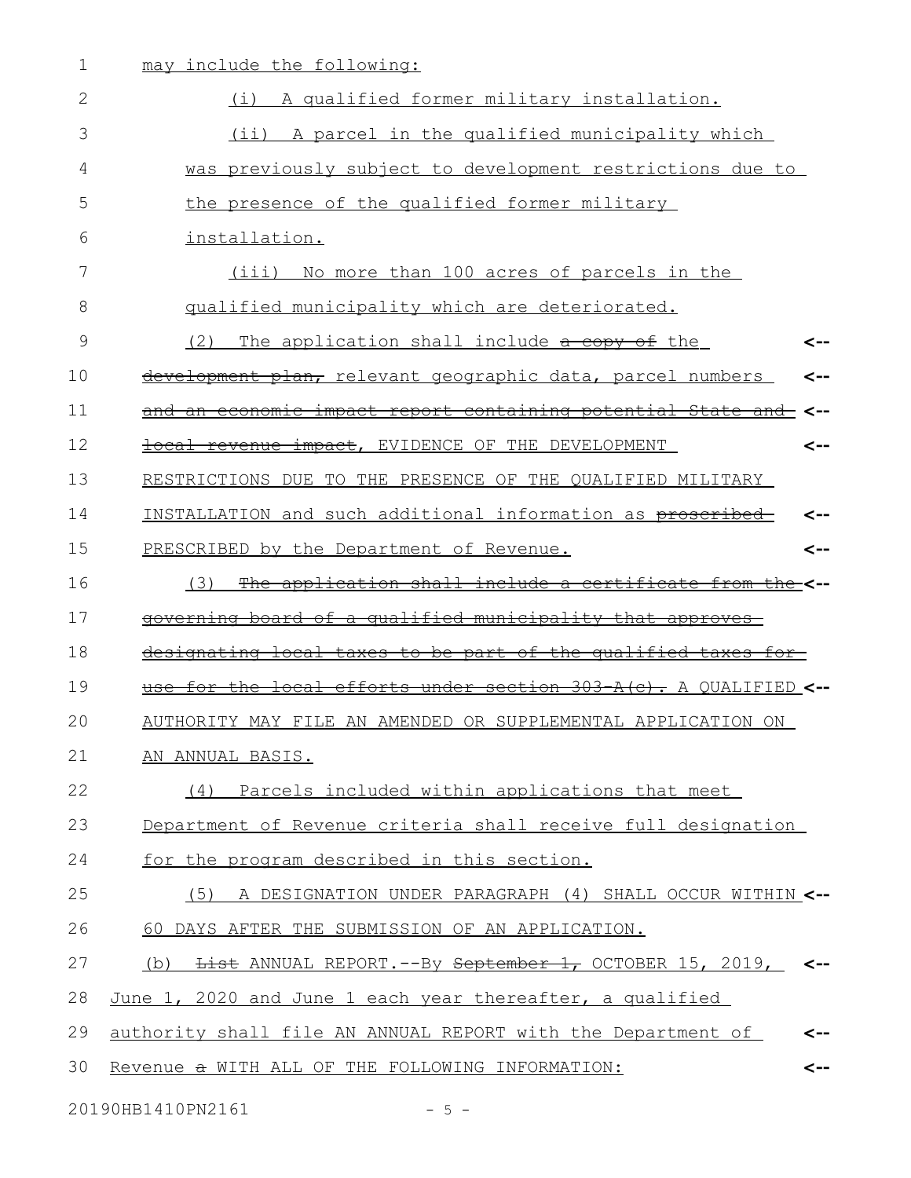may include the following:

(i) A qualified former military installation.

(ii) A parcel in the qualified municipality which was previously subject to development restrictions due to the presence of the qualified former military installation.

(iii) No more than 100 acres of parcels in the qualified municipality which are deteriorated.

(2) The application shall include ~~a copy of~~ the ~~development plan,~~ relevant geographic data, parcel numbers ~~and an economic impact report containing potential State and local revenue impact~~, EVIDENCE OF THE DEVELOPMENT RESTRICTIONS DUE TO THE PRESENCE OF THE QUALIFIED MILITARY INSTALLATION and such additional information as ~~proscribed~~ PRESCRIBED by the Department of Revenue.

(3) ~~The application shall include a certificate from the governing board of a qualified municipality that approves designating local taxes to be part of the qualified taxes for use for the local efforts under section 303-A(c).~~ A QUALIFIED AUTHORITY MAY FILE AN AMENDED OR SUPPLEMENTAL APPLICATION ON AN ANNUAL BASIS.

(4) Parcels included within applications that meet Department of Revenue criteria shall receive full designation for the program described in this section.

(5) A DESIGNATION UNDER PARAGRAPH (4) SHALL OCCUR WITHIN 60 DAYS AFTER THE SUBMISSION OF AN APPLICATION.

(b) ~~List~~ ANNUAL REPORT.--By ~~September 1,~~ OCTOBER 15, 2019, June 1, 2020 and June 1 each year thereafter, a qualified authority shall file AN ANNUAL REPORT with the Department of Revenue ~~a~~ WITH ALL OF THE FOLLOWING INFORMATION:

20190HB1410PN2161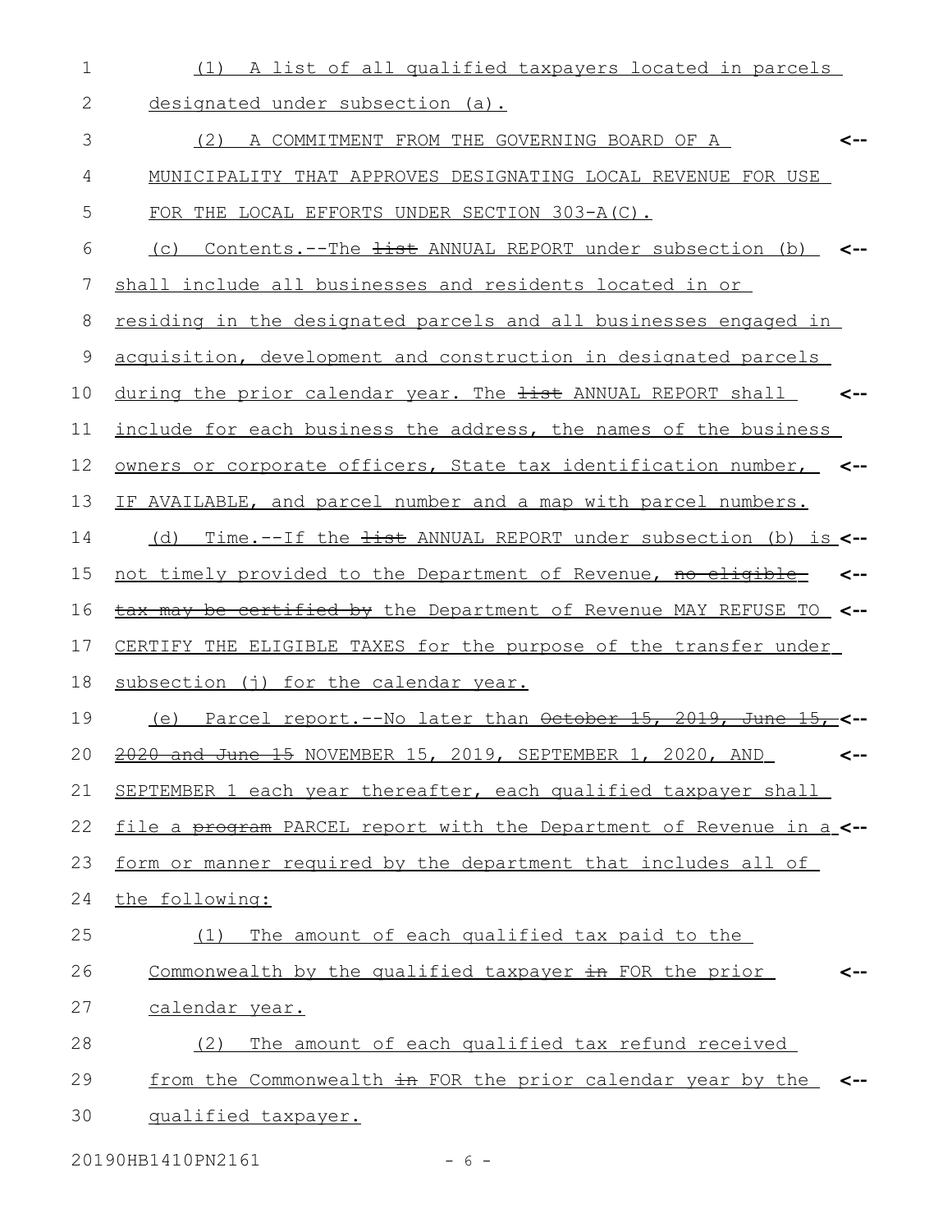(1) A list of all qualified taxpayers located in parcels designated under subsection (a).

(2) A COMMITMENT FROM THE GOVERNING BOARD OF A MUNICIPALITY THAT APPROVES DESIGNATING LOCAL REVENUE FOR USE FOR THE LOCAL EFFORTS UNDER SECTION 303-A(C).

(c) Contents.--The ~~list~~ ANNUAL REPORT under subsection (b) shall include all businesses and residents located in or residing in the designated parcels and all businesses engaged in acquisition, development and construction in designated parcels during the prior calendar year. The ~~list~~ ANNUAL REPORT shall include for each business the address, the names of the business owners or corporate officers, State tax identification number, IF AVAILABLE, and parcel number and a map with parcel numbers.

(d) Time.--If the ~~list~~ ANNUAL REPORT under subsection (b) is not timely provided to the Department of Revenue, ~~no eligible tax may be certified by~~ the Department of Revenue MAY REFUSE TO CERTIFY THE ELIGIBLE TAXES for the purpose of the transfer under subsection (j) for the calendar year.

(e) Parcel report.--No later than ~~October 15, 2019, June 15, 2020 and June 15~~ NOVEMBER 15, 2019, SEPTEMBER 1, 2020, AND SEPTEMBER 1 each year thereafter, each qualified taxpayer shall file a ~~program~~ PARCEL report with the Department of Revenue in a form or manner required by the department that includes all of the following:

(1) The amount of each qualified tax paid to the Commonwealth by the qualified taxpayer ~~in~~ FOR the prior calendar year.

(2) The amount of each qualified tax refund received from the Commonwealth ~~in~~ FOR the prior calendar year by the qualified taxpayer.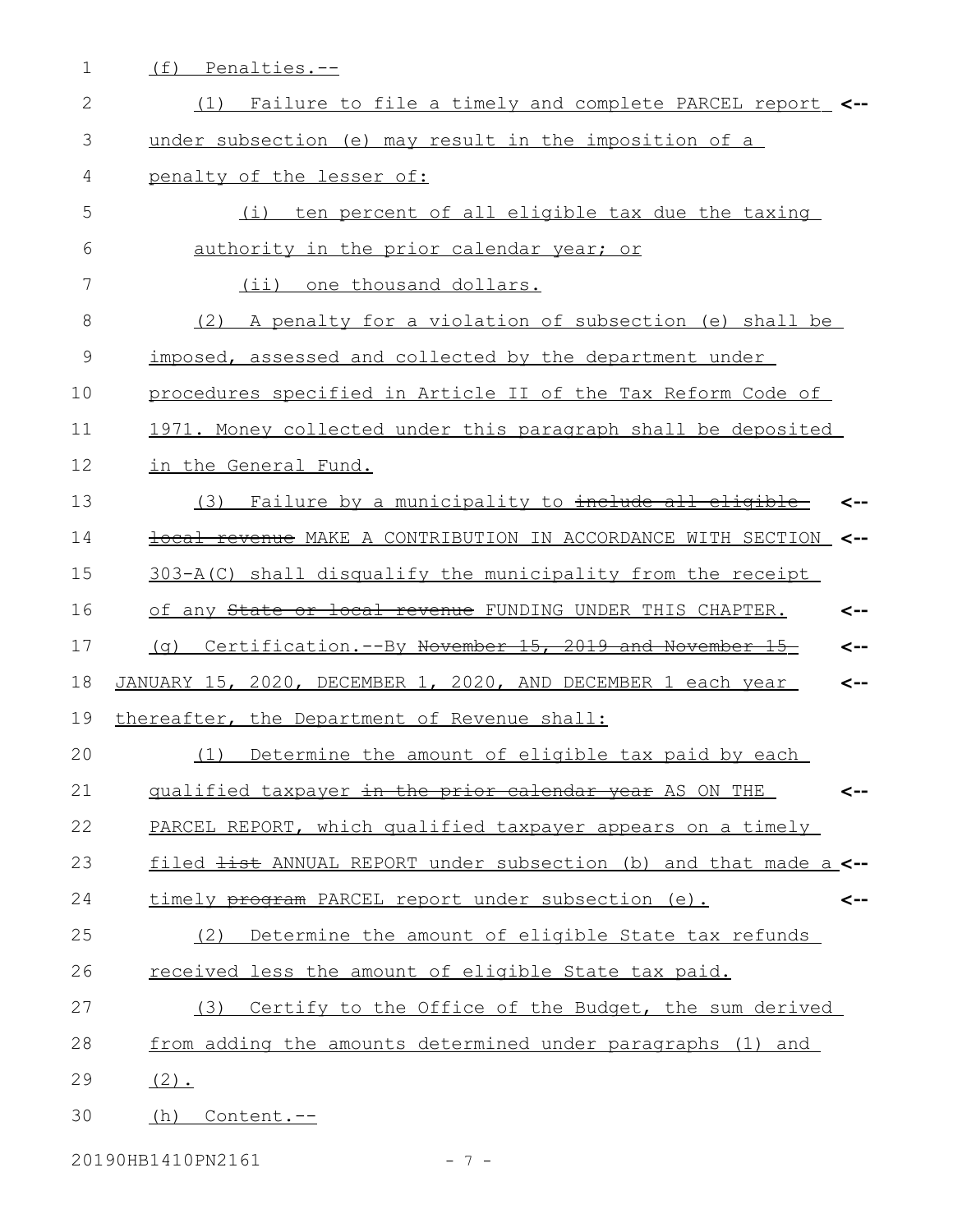(f) Penalties.--

(1) Failure to file a timely and complete PARCEL report under subsection (e) may result in the imposition of a penalty of the lesser of:

(i) ten percent of all eligible tax due the taxing authority in the prior calendar year; or

(ii) one thousand dollars.

(2) A penalty for a violation of subsection (e) shall be imposed, assessed and collected by the department under procedures specified in Article II of the Tax Reform Code of 1971. Money collected under this paragraph shall be deposited in the General Fund.

(3) Failure by a municipality to ~~include all eligible local revenue~~ MAKE A CONTRIBUTION IN ACCORDANCE WITH SECTION 303-A(C) shall disqualify the municipality from the receipt of any ~~State or local revenue~~ FUNDING UNDER THIS CHAPTER.

(g) Certification.--By ~~November 15, 2019 and November 15~~ JANUARY 15, 2020, DECEMBER 1, 2020, AND DECEMBER 1 each year thereafter, the Department of Revenue shall:

(1) Determine the amount of eligible tax paid by each qualified taxpayer ~~in the prior calendar year~~ AS ON THE PARCEL REPORT, which qualified taxpayer appears on a timely filed ~~list~~ ANNUAL REPORT under subsection (b) and that made a timely ~~program~~ PARCEL report under subsection (e).

(2) Determine the amount of eligible State tax refunds received less the amount of eligible State tax paid.

(3) Certify to the Office of the Budget, the sum derived from adding the amounts determined under paragraphs (1) and (2).

(h) Content.--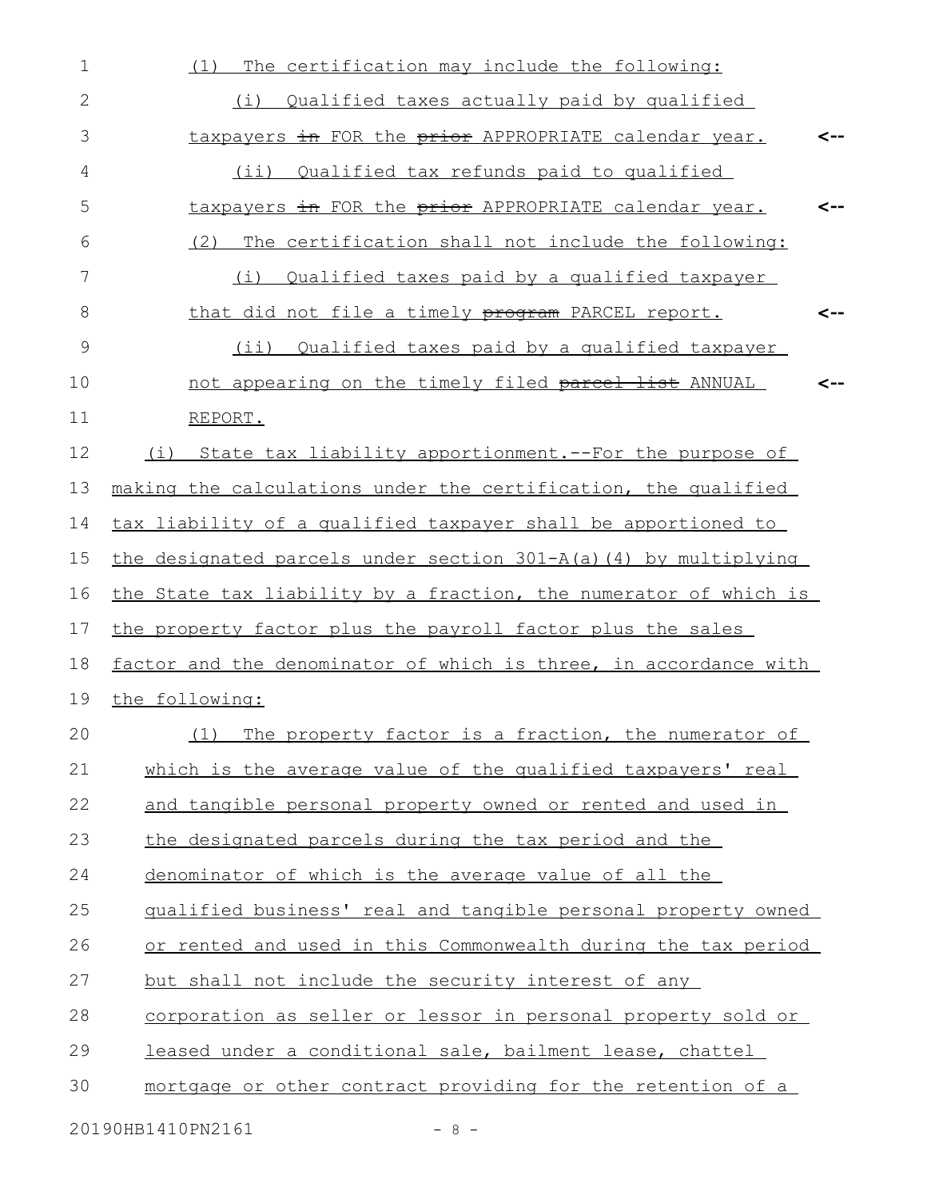(1) The certification may include the following:

(i) Qualified taxes actually paid by qualified taxpayers ~~in~~ FOR the ~~prior~~ APPROPRIATE calendar year.

(ii) Qualified tax refunds paid to qualified taxpayers ~~in~~ FOR the ~~prior~~ APPROPRIATE calendar year.

(2) The certification shall not include the following:

(i) Qualified taxes paid by a qualified taxpayer that did not file a timely ~~program~~ PARCEL report.

(ii) Qualified taxes paid by a qualified taxpayer not appearing on the timely filed ~~parcel list~~ ANNUAL REPORT.

(i) State tax liability apportionment.--For the purpose of making the calculations under the certification, the qualified tax liability of a qualified taxpayer shall be apportioned to the designated parcels under section 301-A(a)(4) by multiplying the State tax liability by a fraction, the numerator of which is the property factor plus the payroll factor plus the sales factor and the denominator of which is three, in accordance with the following:

(1) The property factor is a fraction, the numerator of which is the average value of the qualified taxpayers' real and tangible personal property owned or rented and used in the designated parcels during the tax period and the denominator of which is the average value of all the qualified business' real and tangible personal property owned or rented and used in this Commonwealth during the tax period but shall not include the security interest of any corporation as seller or lessor in personal property sold or leased under a conditional sale, bailment lease, chattel mortgage or other contract providing for the retention of a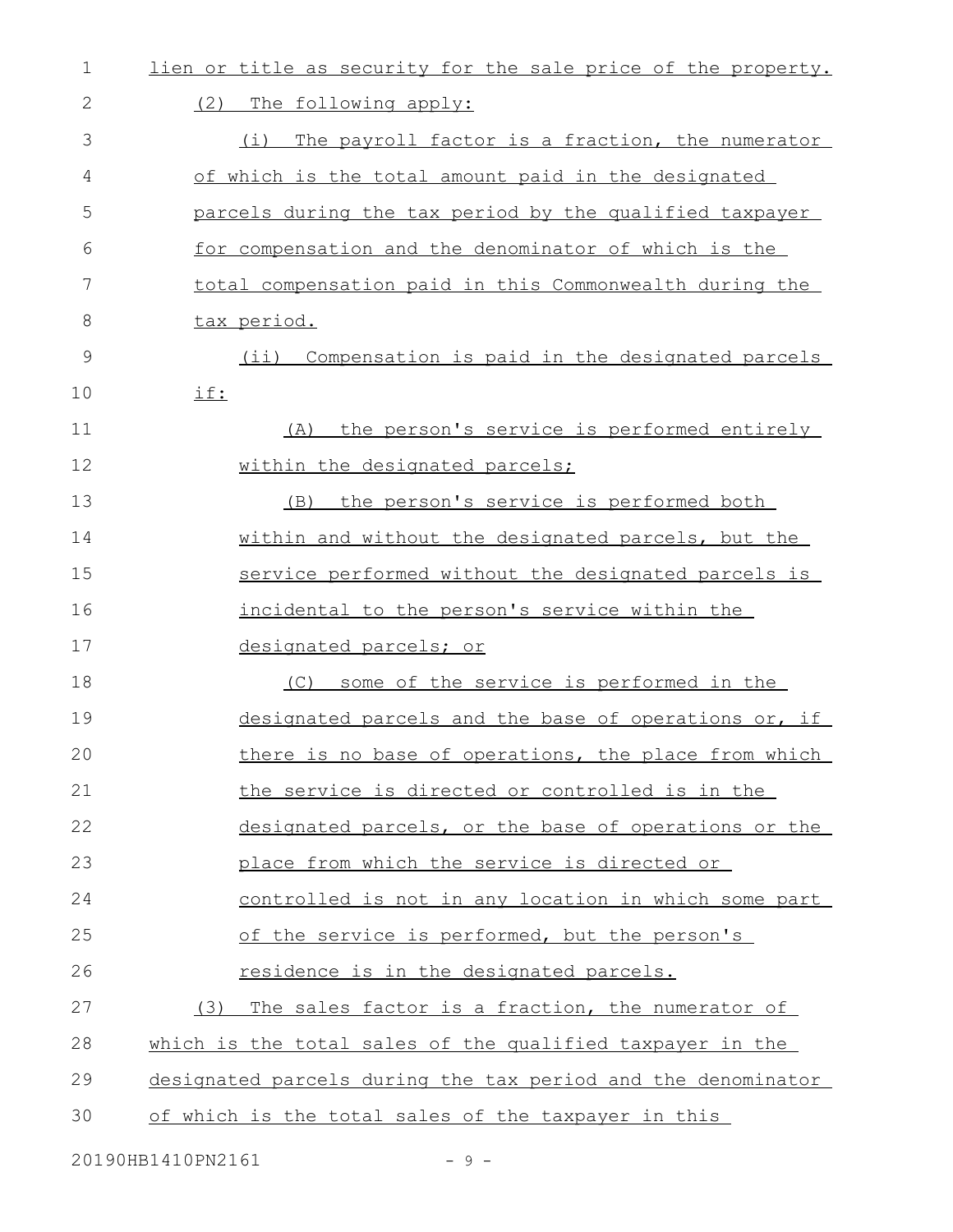lien or title as security for the sale price of the property.

(2) The following apply:

(i) The payroll factor is a fraction, the numerator of which is the total amount paid in the designated parcels during the tax period by the qualified taxpayer for compensation and the denominator of which is the total compensation paid in this Commonwealth during the tax period.

(ii) Compensation is paid in the designated parcels if:

(A) the person's service is performed entirely within the designated parcels;

(B) the person's service is performed both within and without the designated parcels, but the service performed without the designated parcels is incidental to the person's service within the designated parcels; or

(C) some of the service is performed in the designated parcels and the base of operations or, if there is no base of operations, the place from which the service is directed or controlled is in the designated parcels, or the base of operations or the place from which the service is directed or controlled is not in any location in which some part of the service is performed, but the person's residence is in the designated parcels.

(3) The sales factor is a fraction, the numerator of which is the total sales of the qualified taxpayer in the designated parcels during the tax period and the denominator of which is the total sales of the taxpayer in this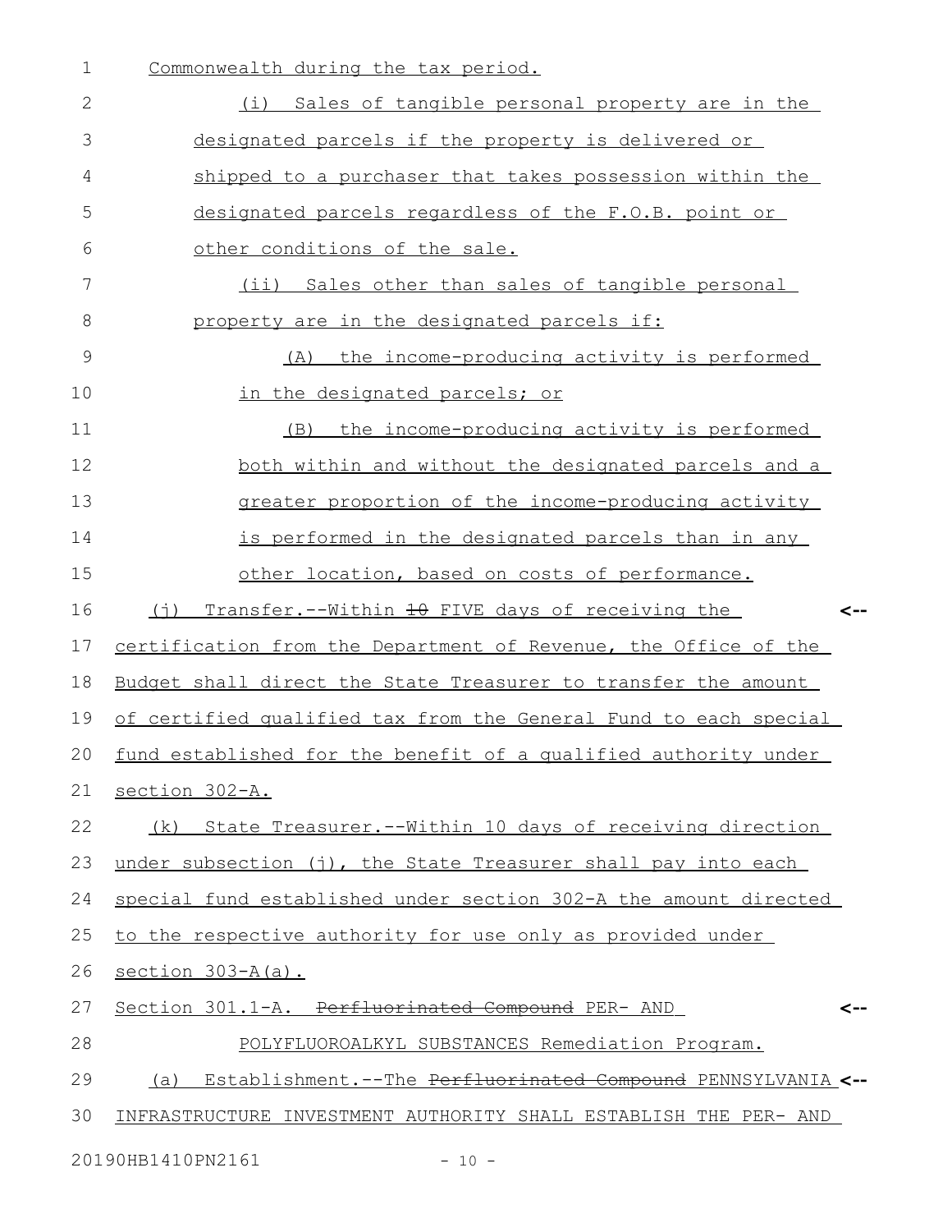Commonwealth during the tax period.

(i) Sales of tangible personal property are in the designated parcels if the property is delivered or shipped to a purchaser that takes possession within the designated parcels regardless of the F.O.B. point or other conditions of the sale.

(ii) Sales other than sales of tangible personal property are in the designated parcels if:

(A) the income-producing activity is performed in the designated parcels; or

(B) the income-producing activity is performed both within and without the designated parcels and a greater proportion of the income-producing activity is performed in the designated parcels than in any other location, based on costs of performance.

(j) Transfer.--Within ~~10~~ FIVE days of receiving the certification from the Department of Revenue, the Office of the Budget shall direct the State Treasurer to transfer the amount of certified qualified tax from the General Fund to each special fund established for the benefit of a qualified authority under section 302-A.

(k) State Treasurer.--Within 10 days of receiving direction under subsection (j), the State Treasurer shall pay into each special fund established under section 302-A the amount directed to the respective authority for use only as provided under section 303-A(a).

Section 301.1-A. ~~Perfluorinated Compound~~ PER- AND POLYFLUOROALKYL SUBSTANCES Remediation Program.

(a) Establishment.--The ~~Perfluorinated Compound~~ PENNSYLVANIA INFRASTRUCTURE INVESTMENT AUTHORITY SHALL ESTABLISH THE PER- AND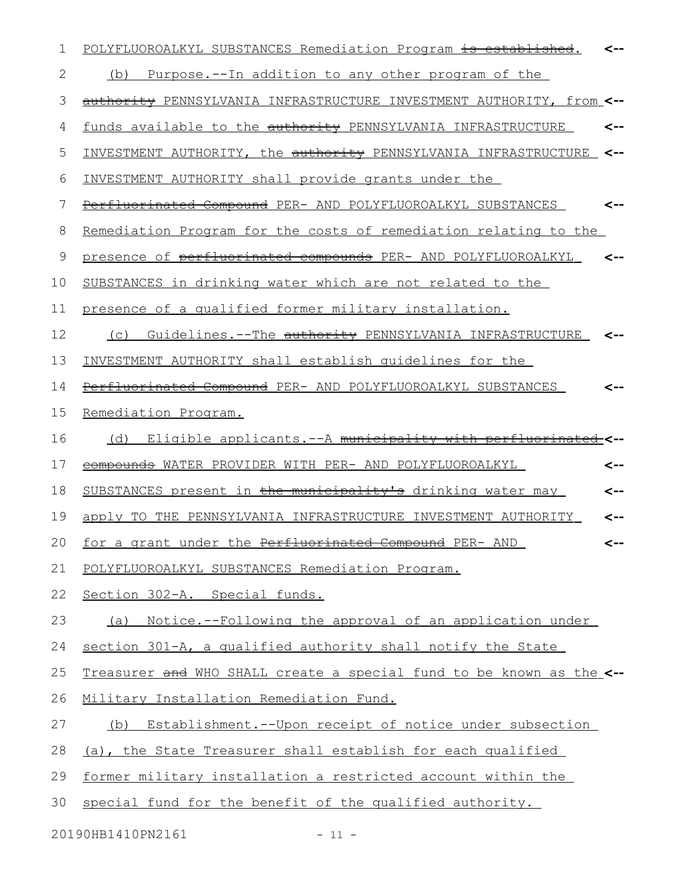POLYFLUOROALKYL SUBSTANCES Remediation Program ~~is established~~.

(b) Purpose.--In addition to any other program of the ~~authority~~ PENNSYLVANIA INFRASTRUCTURE INVESTMENT AUTHORITY, from funds available to the ~~authority~~ PENNSYLVANIA INFRASTRUCTURE INVESTMENT AUTHORITY, the ~~authority~~ PENNSYLVANIA INFRASTRUCTURE INVESTMENT AUTHORITY shall provide grants under the ~~Perfluorinated Compound~~ PER- AND POLYFLUOROALKYL SUBSTANCES Remediation Program for the costs of remediation relating to the presence of ~~perfluorinated compounds~~ PER- AND POLYFLUOROALKYL SUBSTANCES in drinking water which are not related to the presence of a qualified former military installation.

(c) Guidelines.--The ~~authority~~ PENNSYLVANIA INFRASTRUCTURE INVESTMENT AUTHORITY shall establish guidelines for the ~~Perfluorinated Compound~~ PER- AND POLYFLUOROALKYL SUBSTANCES Remediation Program.

(d) Eligible applicants.--A ~~municipality with perfluorinated compounds~~ WATER PROVIDER WITH PER- AND POLYFLUOROALKYL SUBSTANCES present in ~~the municipality's~~ drinking water may apply TO THE PENNSYLVANIA INFRASTRUCTURE INVESTMENT AUTHORITY for a grant under the ~~Perfluorinated Compound~~ PER- AND POLYFLUOROALKYL SUBSTANCES Remediation Program.

Section 302-A. Special funds.

(a) Notice.--Following the approval of an application under section 301-A, a qualified authority shall notify the State Treasurer ~~and~~ WHO SHALL create a special fund to be known as the Military Installation Remediation Fund.

(b) Establishment.--Upon receipt of notice under subsection (a), the State Treasurer shall establish for each qualified former military installation a restricted account within the special fund for the benefit of the qualified authority.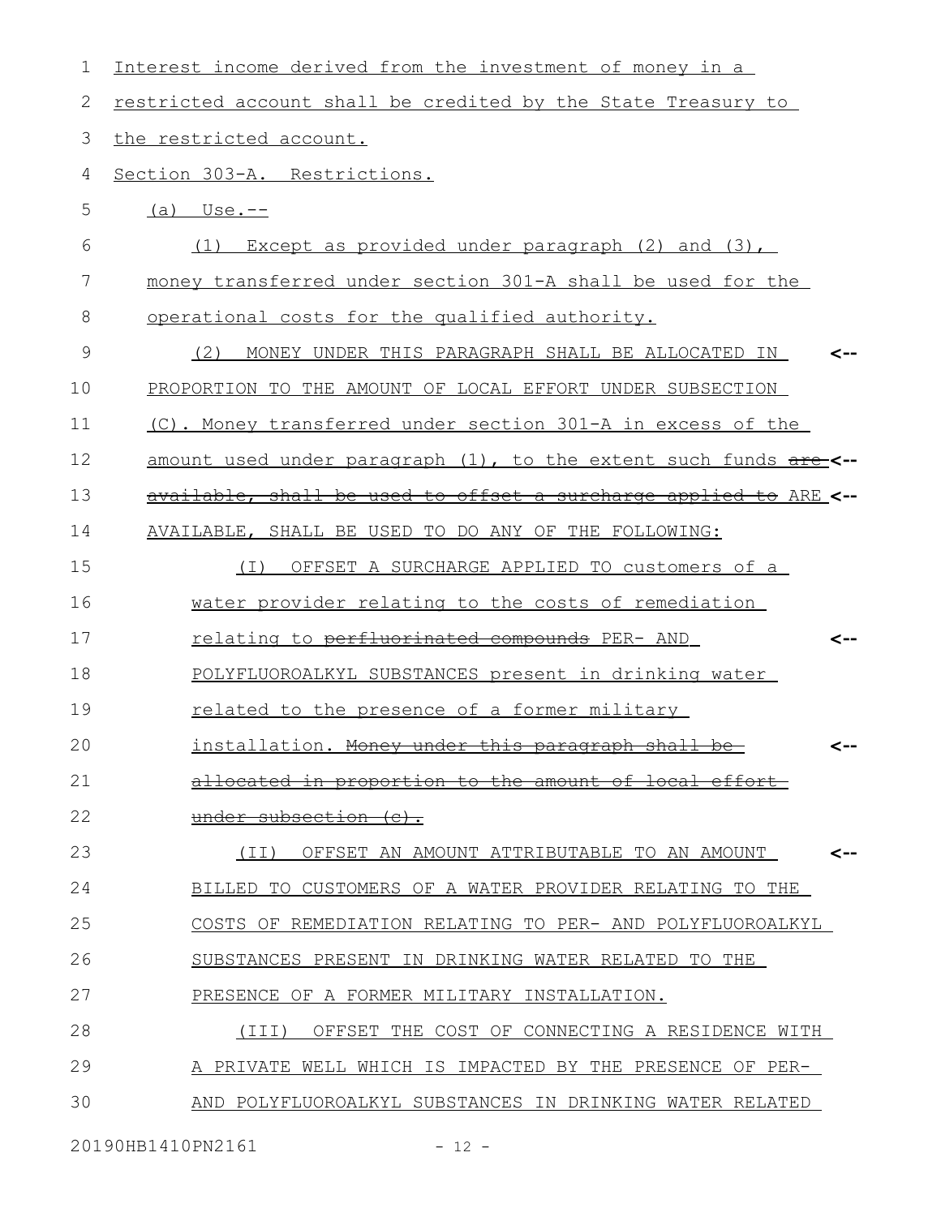Interest income derived from the investment of money in a restricted account shall be credited by the State Treasury to the restricted account.

Section 303-A. Restrictions.

(a) Use.--

(1) Except as provided under paragraph (2) and (3), money transferred under section 301-A shall be used for the operational costs for the qualified authority.

(2) MONEY UNDER THIS PARAGRAPH SHALL BE ALLOCATED IN PROPORTION TO THE AMOUNT OF LOCAL EFFORT UNDER SUBSECTION (C). Money transferred under section 301-A in excess of the amount used under paragraph (1), to the extent such funds ~~are available, shall be used to offset a surcharge applied to~~ ARE AVAILABLE, SHALL BE USED TO DO ANY OF THE FOLLOWING:

(I) OFFSET A SURCHARGE APPLIED TO customers of a water provider relating to the costs of remediation relating to ~~perfluorinated compounds~~ PER- AND POLYFLUOROALKYL SUBSTANCES present in drinking water related to the presence of a former military installation. ~~Money under this paragraph shall be allocated in proportion to the amount of local effort under subsection (c).~~

(II) OFFSET AN AMOUNT ATTRIBUTABLE TO AN AMOUNT BILLED TO CUSTOMERS OF A WATER PROVIDER RELATING TO THE COSTS OF REMEDIATION RELATING TO PER- AND POLYFLUOROALKYL SUBSTANCES PRESENT IN DRINKING WATER RELATED TO THE PRESENCE OF A FORMER MILITARY INSTALLATION.

(III) OFFSET THE COST OF CONNECTING A RESIDENCE WITH A PRIVATE WELL WHICH IS IMPACTED BY THE PRESENCE OF PER- AND POLYFLUOROALKYL SUBSTANCES IN DRINKING WATER RELATED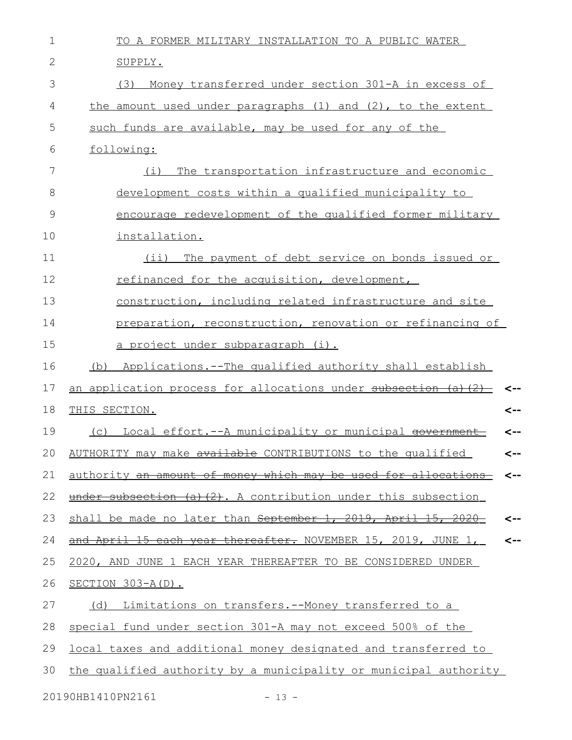TO A FORMER MILITARY INSTALLATION TO A PUBLIC WATER SUPPLY.

(3) Money transferred under section 301-A in excess of the amount used under paragraphs (1) and (2), to the extent such funds are available, may be used for any of the following:

(i) The transportation infrastructure and economic development costs within a qualified municipality to encourage redevelopment of the qualified former military installation.

(ii) The payment of debt service on bonds issued or refinanced for the acquisition, development, construction, including related infrastructure and site preparation, reconstruction, renovation or refinancing of a project under subparagraph (i).

(b) Applications.--The qualified authority shall establish an application process for allocations under ~~subsection (a)(2)~~ THIS SECTION.

(c) Local effort.--A municipality or municipal ~~government~~ AUTHORITY may make ~~available~~ CONTRIBUTIONS to the qualified authority ~~an amount of money which may be used for allocations under subsection (a)(2)~~. A contribution under this subsection shall be made no later than ~~September 1, 2019, April 15, 2020 and April 15 each year thereafter.~~ NOVEMBER 15, 2019, JUNE 1, 2020, AND JUNE 1 EACH YEAR THEREAFTER TO BE CONSIDERED UNDER SECTION 303-A(D).

(d) Limitations on transfers.--Money transferred to a special fund under section 301-A may not exceed 500% of the local taxes and additional money designated and transferred to the qualified authority by a municipality or municipal authority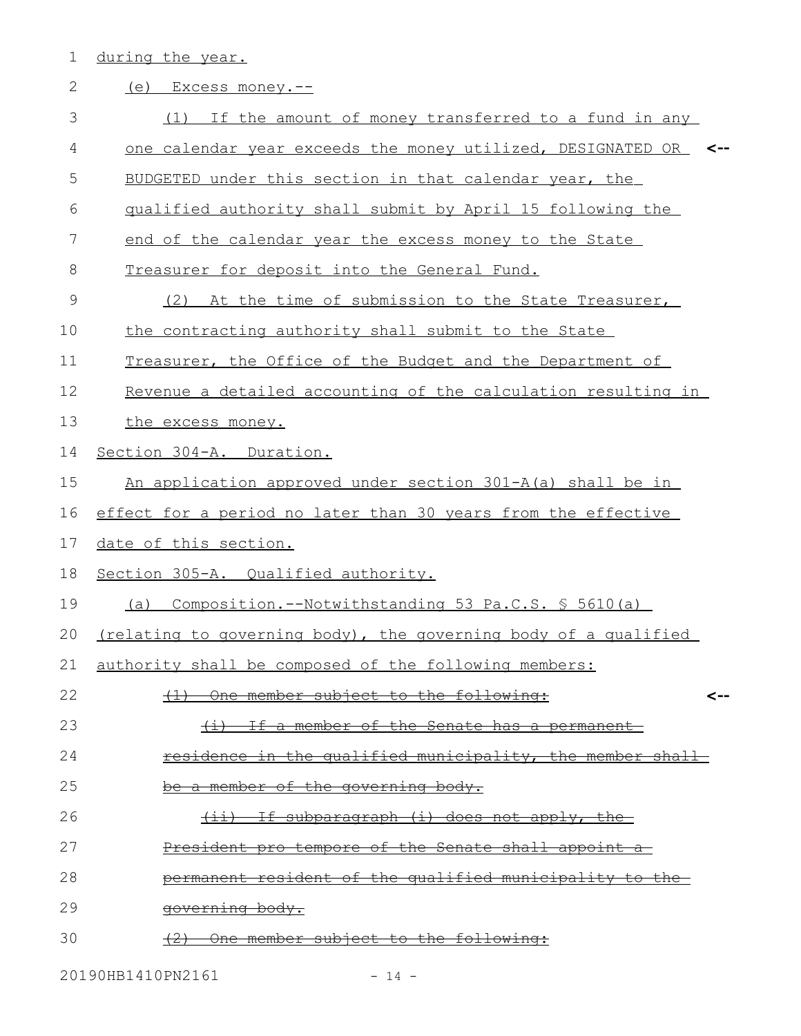during the year.

(e) Excess money.--

(1) If the amount of money transferred to a fund in any one calendar year exceeds the money utilized, DESIGNATED OR BUDGETED under this section in that calendar year, the qualified authority shall submit by April 15 following the end of the calendar year the excess money to the State Treasurer for deposit into the General Fund.

(2) At the time of submission to the State Treasurer, the contracting authority shall submit to the State Treasurer, the Office of the Budget and the Department of Revenue a detailed accounting of the calculation resulting in the excess money.

Section 304-A. Duration.

An application approved under section 301-A(a) shall be in effect for a period no later than 30 years from the effective date of this section.

Section 305-A. Qualified authority.

(a) Composition.--Notwithstanding 53 Pa.C.S. § 5610(a) (relating to governing body), the governing body of a qualified authority shall be composed of the following members:

~~(1) One member subject to the following:~~

~~(i) If a member of the Senate has a permanent residence in the qualified municipality, the member shall be a member of the governing body.~~

~~(ii) If subparagraph (i) does not apply, the President pro tempore of the Senate shall appoint a permanent resident of the qualified municipality to the governing body.~~

~~(2) One member subject to the following:~~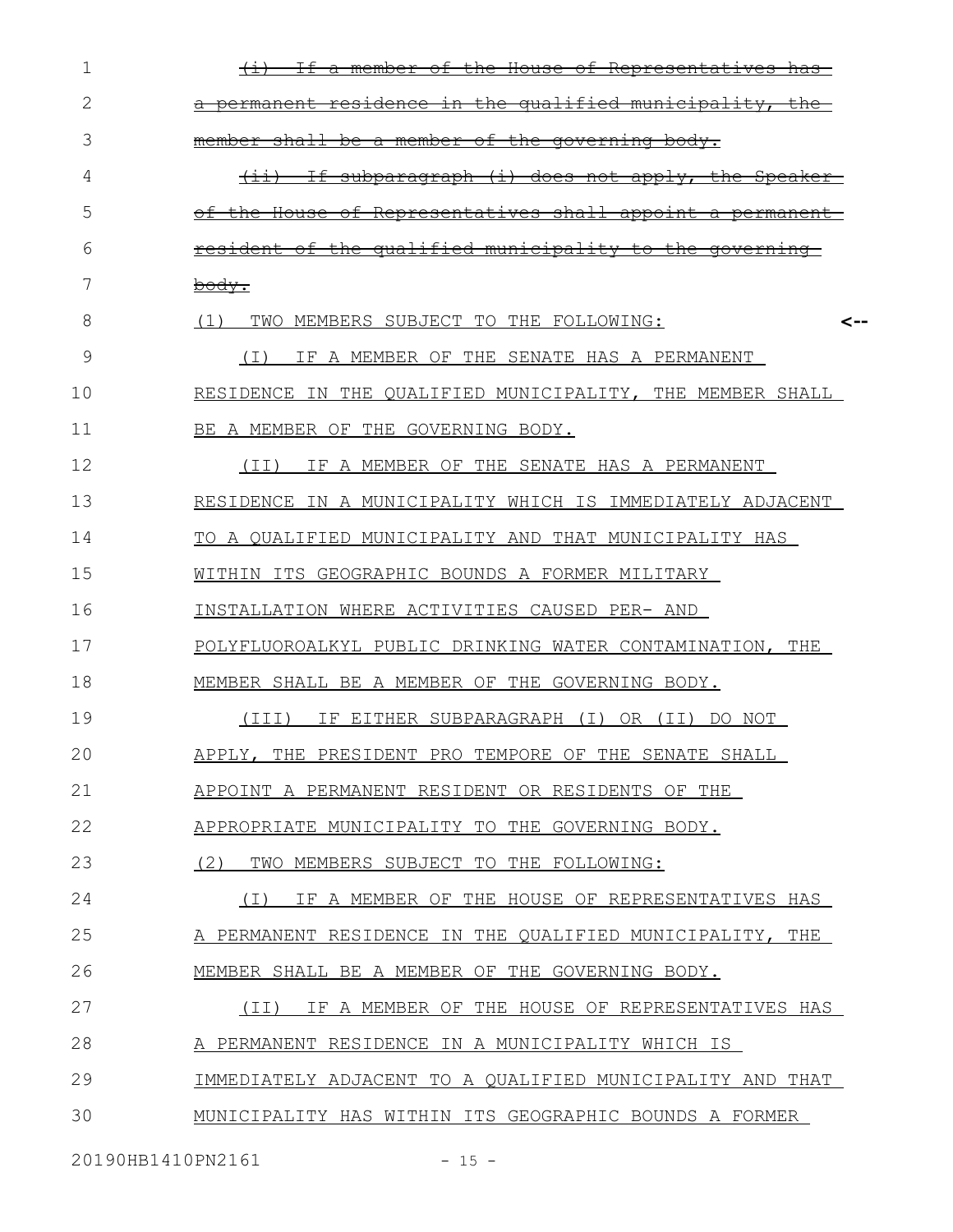~~(i) If a member of the House of Representatives has a permanent residence in the qualified municipality, the member shall be a member of the governing body.~~

~~(ii) If subparagraph (i) does not apply, the Speaker of the House of Representatives shall appoint a permanent resident of the qualified municipality to the governing body.~~

(1) TWO MEMBERS SUBJECT TO THE FOLLOWING:

(I) IF A MEMBER OF THE SENATE HAS A PERMANENT RESIDENCE IN THE QUALIFIED MUNICIPALITY, THE MEMBER SHALL BE A MEMBER OF THE GOVERNING BODY.

(II) IF A MEMBER OF THE SENATE HAS A PERMANENT RESIDENCE IN A MUNICIPALITY WHICH IS IMMEDIATELY ADJACENT TO A QUALIFIED MUNICIPALITY AND THAT MUNICIPALITY HAS WITHIN ITS GEOGRAPHIC BOUNDS A FORMER MILITARY INSTALLATION WHERE ACTIVITIES CAUSED PER- AND POLYFLUOROALKYL PUBLIC DRINKING WATER CONTAMINATION, THE MEMBER SHALL BE A MEMBER OF THE GOVERNING BODY.

(III) IF EITHER SUBPARAGRAPH (I) OR (II) DO NOT APPLY, THE PRESIDENT PRO TEMPORE OF THE SENATE SHALL APPOINT A PERMANENT RESIDENT OR RESIDENTS OF THE APPROPRIATE MUNICIPALITY TO THE GOVERNING BODY.

(2) TWO MEMBERS SUBJECT TO THE FOLLOWING:

(I) IF A MEMBER OF THE HOUSE OF REPRESENTATIVES HAS A PERMANENT RESIDENCE IN THE QUALIFIED MUNICIPALITY, THE MEMBER SHALL BE A MEMBER OF THE GOVERNING BODY.

(II) IF A MEMBER OF THE HOUSE OF REPRESENTATIVES HAS A PERMANENT RESIDENCE IN A MUNICIPALITY WHICH IS IMMEDIATELY ADJACENT TO A QUALIFIED MUNICIPALITY AND THAT MUNICIPALITY HAS WITHIN ITS GEOGRAPHIC BOUNDS A FORMER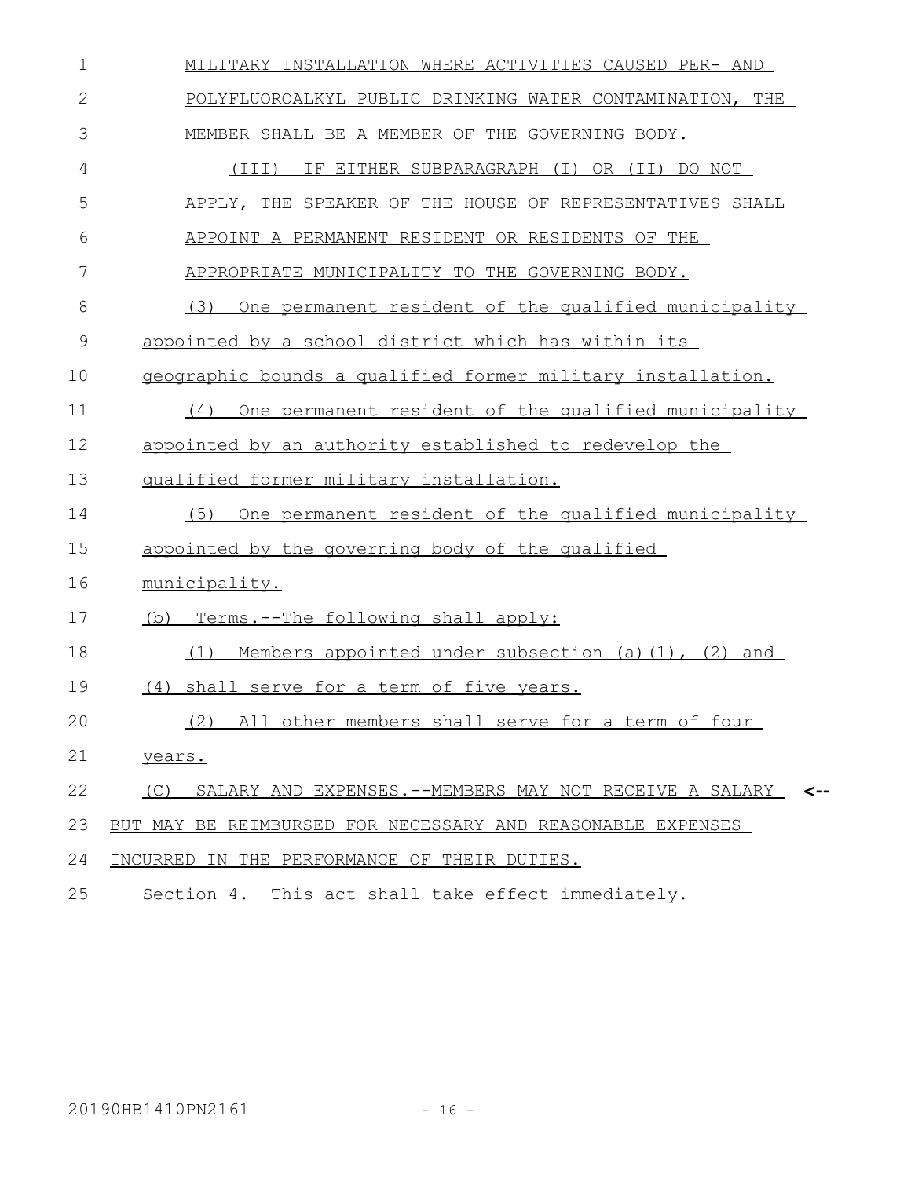MILITARY INSTALLATION WHERE ACTIVITIES CAUSED PER- AND POLYFLUOROALKYL PUBLIC DRINKING WATER CONTAMINATION, THE MEMBER SHALL BE A MEMBER OF THE GOVERNING BODY.

(III) IF EITHER SUBPARAGRAPH (I) OR (II) DO NOT APPLY, THE SPEAKER OF THE HOUSE OF REPRESENTATIVES SHALL APPOINT A PERMANENT RESIDENT OR RESIDENTS OF THE APPROPRIATE MUNICIPALITY TO THE GOVERNING BODY.

(3) One permanent resident of the qualified municipality appointed by a school district which has within its geographic bounds a qualified former military installation.

(4) One permanent resident of the qualified municipality appointed by an authority established to redevelop the qualified former military installation.

(5) One permanent resident of the qualified municipality appointed by the governing body of the qualified municipality.

(b) Terms.--The following shall apply:

(1) Members appointed under subsection (a)(1), (2) and (4) shall serve for a term of five years.

(2) All other members shall serve for a term of four years.

(C) SALARY AND EXPENSES.--MEMBERS MAY NOT RECEIVE A SALARY BUT MAY BE REIMBURSED FOR NECESSARY AND REASONABLE EXPENSES INCURRED IN THE PERFORMANCE OF THEIR DUTIES.

Section 4. This act shall take effect immediately.